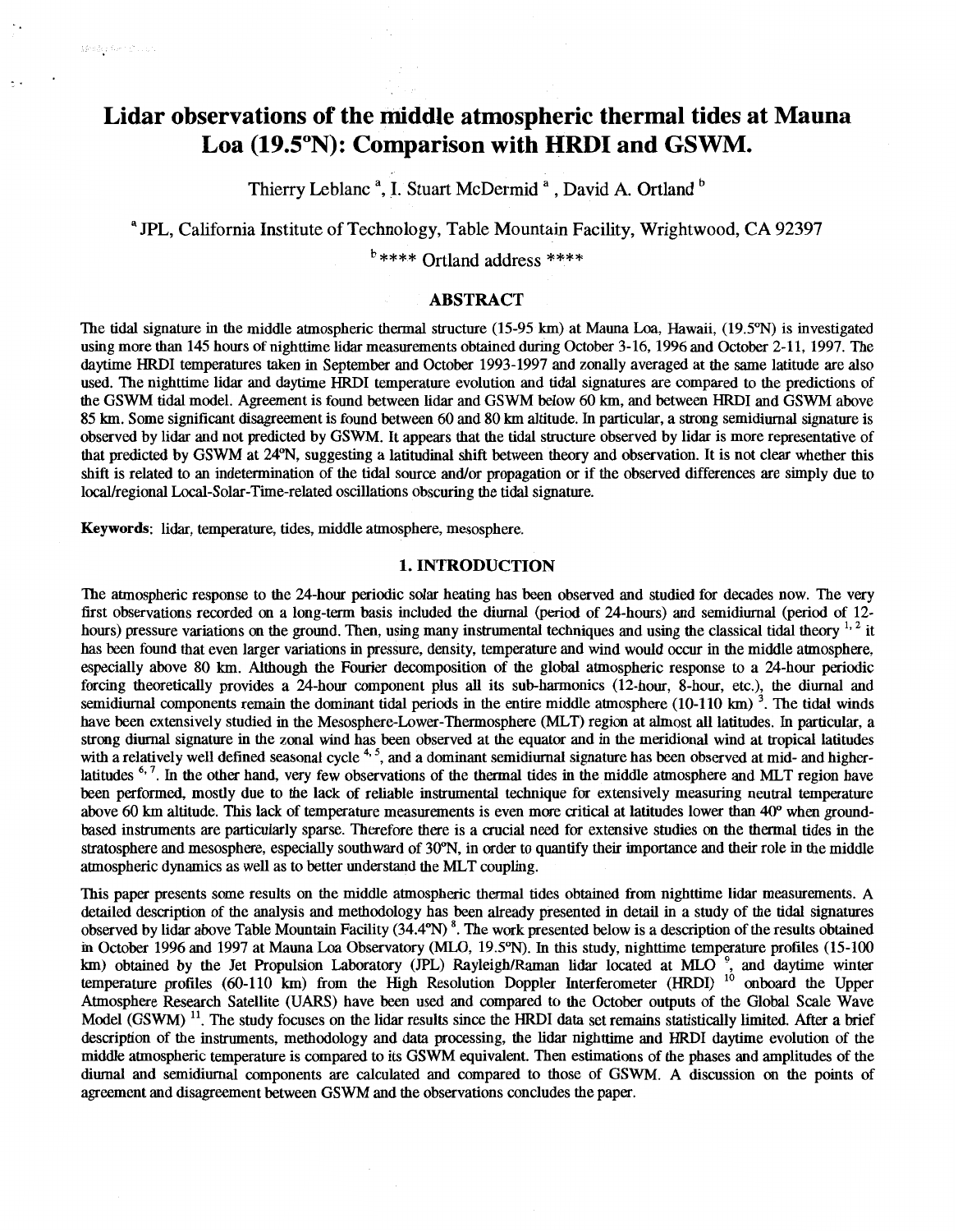# Lidar observations of the middle atmospheric thermal tides at Mauna Loa (19.5°N): Comparison with HRDI and GSWM.

Thierry Leblanc [a], I. Stuart McDermid [a], David A. Ortland [b]

[a] JPL, California Institute of Technology, Table Mountain Facility, Wrightwood, CA 92397

[b] **** Ortland address ****

## ABSTRACT

The tidal signature in the middle atmospheric thermal structure (15-95 km) at Mauna Loa, Hawaii, (19.5°N) is investigated using more than 145 hours of nighttime lidar measurements obtained during October 3-16, 1996 and October 2-11, 1997. The daytime HRDI temperatures taken in September and October 1993-1997 and zonally averaged at the same latitude are also used. The nighttime lidar and daytime HRDI temperature evolution and tidal signatures are compared to the predictions of the GSWM tidal model. Agreement is found between lidar and GSWM below 60 km, and between HRDI and GSWM above 85 km. Some significant disagreement is found between 60 and 80 km altitude. In particular, a strong semidiurnal signature is observed by lidar and not predicted by GSWM. It appears that the tidal structure observed by lidar is more representative of that predicted by GSWM at 24°N, suggesting a latitudinal shift between theory and observation. It is not clear whether this shift is related to an indetermination of the tidal source and/or propagation or if the observed differences are simply due to local/regional Local-Solar-Time-related oscillations obscuring the tidal signature.

**Keywords**: lidar, temperature, tides, middle atmosphere, mesosphere.

## 1. INTRODUCTION

The atmospheric response to the 24-hour periodic solar heating has been observed and studied for decades now. The very first observations recorded on a long-term basis included the diurnal (period of 24-hours) and semidiurnal (period of 12-hours) pressure variations on the ground. Then, using many instrumental techniques and using the classical tidal theory [1, 2] it has been found that even larger variations in pressure, density, temperature and wind would occur in the middle atmosphere, especially above 80 km. Although the Fourier decomposition of the global atmospheric response to a 24-hour periodic forcing theoretically provides a 24-hour component plus all its sub-harmonics (12-hour, 8-hour, etc.), the diurnal and semidiurnal components remain the dominant tidal periods in the entire middle atmosphere (10-110 km) [3]. The tidal winds have been extensively studied in the Mesosphere-Lower-Thermosphere (MLT) region at almost all latitudes. In particular, a strong diurnal signature in the zonal wind has been observed at the equator and in the meridional wind at tropical latitudes with a relatively well defined seasonal cycle [4, 5], and a dominant semidiurnal signature has been observed at mid- and higher-latitudes [6, 7]. In the other hand, very few observations of the thermal tides in the middle atmosphere and MLT region have been performed, mostly due to the lack of reliable instrumental technique for extensively measuring neutral temperature above 60 km altitude. This lack of temperature measurements is even more critical at latitudes lower than 40° when ground-based instruments are particularly sparse. Therefore there is a crucial need for extensive studies on the thermal tides in the stratosphere and mesosphere, especially southward of 30°N, in order to quantify their importance and their role in the middle atmospheric dynamics as well as to better understand the MLT coupling.

This paper presents some results on the middle atmospheric thermal tides obtained from nighttime lidar measurements. A detailed description of the analysis and methodology has been already presented in detail in a study of the tidal signatures observed by lidar above Table Mountain Facility (34.4°N) [8]. The work presented below is a description of the results obtained in October 1996 and 1997 at Mauna Loa Observatory (MLO, 19.5°N). In this study, nighttime temperature profiles (15-100 km) obtained by the Jet Propulsion Laboratory (JPL) Rayleigh/Raman lidar located at MLO [9], and daytime winter temperature profiles (60-110 km) from the High Resolution Doppler Interferometer (HRDI) [10] onboard the Upper Atmosphere Research Satellite (UARS) have been used and compared to the October outputs of the Global Scale Wave Model (GSWM) [11]. The study focuses on the lidar results since the HRDI data set remains statistically limited. After a brief description of the instruments, methodology and data processing, the lidar nighttime and HRDI daytime evolution of the middle atmospheric temperature is compared to its GSWM equivalent. Then estimations of the phases and amplitudes of the diurnal and semidiurnal components are calculated and compared to those of GSWM. A discussion on the points of agreement and disagreement between GSWM and the observations concludes the paper.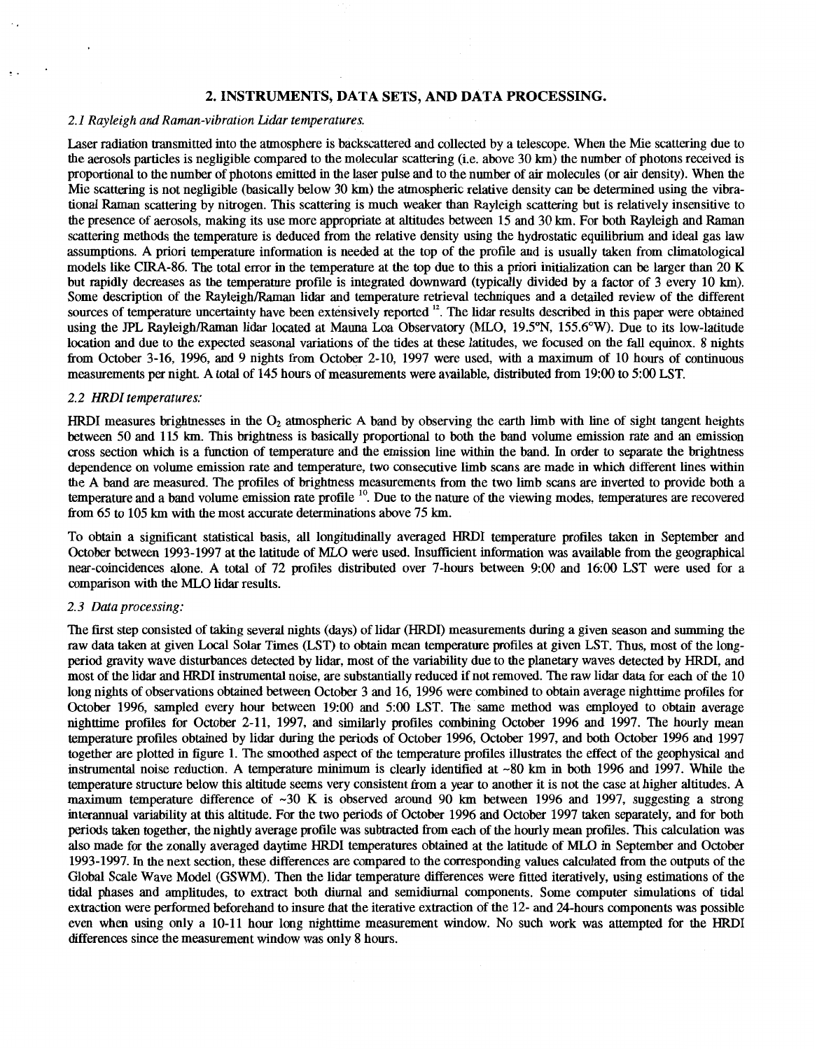## 2. INSTRUMENTS, DATA SETS, AND DATA PROCESSING.

### *2.1 Rayleigh and Raman-vibration Lidar temperatures.*

Laser radiation transmitted into the atmosphere is backscattered and collected by a telescope. When the Mie scattering due to the aerosols particles is negligible compared to the molecular scattering (i.e. above 30 km) the number of photons received is proportional to the number of photons emitted in the laser pulse and to the number of air molecules (or air density). When the Mie scattering is not negligible (basically below 30 km) the atmospheric relative density can be determined using the vibrational Raman scattering by nitrogen. This scattering is much weaker than Rayleigh scattering but is relatively insensitive to the presence of aerosols, making its use more appropriate at altitudes between 15 and 30 km. For both Rayleigh and Raman scattering methods the temperature is deduced from the relative density using the hydrostatic equilibrium and ideal gas law assumptions. A priori temperature information is needed at the top of the profile and is usually taken from climatological models like CIRA-86. The total error in the temperature at the top due to this a priori initialization can be larger than 20 K but rapidly decreases as the temperature profile is integrated downward (typically divided by a factor of 3 every 10 km). Some description of the Rayleigh/Raman lidar and temperature retrieval techniques and a detailed review of the different sources of temperature uncertainty have been extensively reported [12]. The lidar results described in this paper were obtained using the JPL Rayleigh/Raman lidar located at Mauna Loa Observatory (MLO, 19.5°N, 155.6°W). Due to its low-latitude location and due to the expected seasonal variations of the tides at these latitudes, we focused on the fall equinox. 8 nights from October 3-16, 1996, and 9 nights from October 2-10, 1997 were used, with a maximum of 10 hours of continuous measurements per night. A total of 145 hours of measurements were available, distributed from 19:00 to 5:00 LST.

### *2.2 HRDI temperatures:*

HRDI measures brightnesses in the $O_2$ atmospheric A band by observing the earth limb with line of sight tangent heights between 50 and 115 km. This brightness is basically proportional to both the band volume emission rate and an emission cross section which is a function of temperature and the emission line within the band. In order to separate the brightness dependence on volume emission rate and temperature, two consecutive limb scans are made in which different lines within the A band are measured. The profiles of brightness measurements from the two limb scans are inverted to provide both a temperature and a band volume emission rate profile [10]. Due to the nature of the viewing modes, temperatures are recovered from 65 to 105 km with the most accurate determinations above 75 km.

To obtain a significant statistical basis, all longitudinally averaged HRDI temperature profiles taken in September and October between 1993-1997 at the latitude of MLO were used. Insufficient information was available from the geographical near-coincidences alone. A total of 72 profiles distributed over 7-hours between 9:00 and 16:00 LST were used for a comparison with the MLO lidar results.

### *2.3 Data processing:*

The first step consisted of taking several nights (days) of lidar (HRDI) measurements during a given season and summing the raw data taken at given Local Solar Times (LST) to obtain mean temperature profiles at given LST. Thus, most of the long-period gravity wave disturbances detected by lidar, most of the variability due to the planetary waves detected by HRDI, and most of the lidar and HRDI instrumental noise, are substantially reduced if not removed. The raw lidar data for each of the 10 long nights of observations obtained between October 3 and 16, 1996 were combined to obtain average nighttime profiles for October 1996, sampled every hour between 19:00 and 5:00 LST. The same method was employed to obtain average nighttime profiles for October 2-11, 1997, and similarly profiles combining October 1996 and 1997. The hourly mean temperature profiles obtained by lidar during the periods of October 1996, October 1997, and both October 1996 and 1997 together are plotted in figure 1. The smoothed aspect of the temperature profiles illustrates the effect of the geophysical and instrumental noise reduction. A temperature minimum is clearly identified at ~80 km in both 1996 and 1997. While the temperature structure below this altitude seems very consistent from a year to another it is not the case at higher altitudes. A maximum temperature difference of ~30 K is observed around 90 km between 1996 and 1997, suggesting a strong interannual variability at this altitude. For the two periods of October 1996 and October 1997 taken separately, and for both periods taken together, the nightly average profile was subtracted from each of the hourly mean profiles. This calculation was also made for the zonally averaged daytime HRDI temperatures obtained at the latitude of MLO in September and October 1993-1997. In the next section, these differences are compared to the corresponding values calculated from the outputs of the Global Scale Wave Model (GSWM). Then the lidar temperature differences were fitted iteratively, using estimations of the tidal phases and amplitudes, to extract both diurnal and semidiurnal components. Some computer simulations of tidal extraction were performed beforehand to insure that the iterative extraction of the 12- and 24-hours components was possible even when using only a 10-11 hour long nighttime measurement window. No such work was attempted for the HRDI differences since the measurement window was only 8 hours.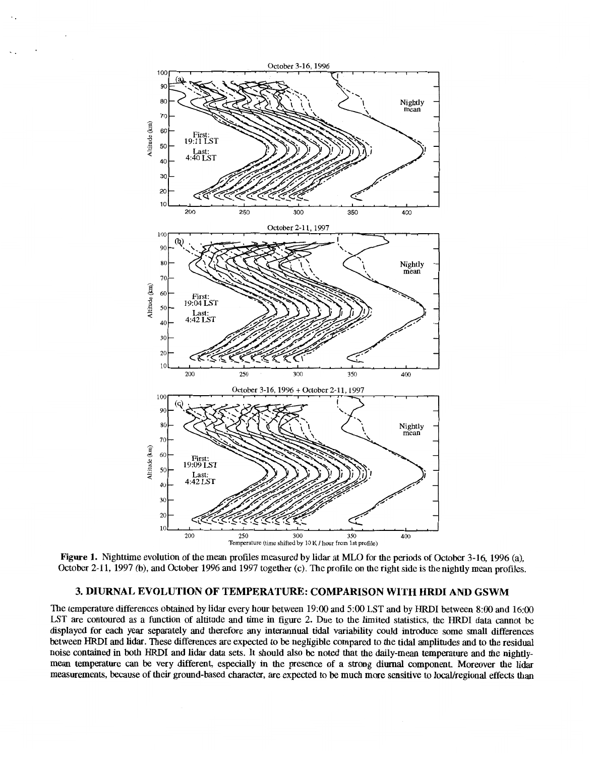**Figure 1.** Nighttime evolution of the mean profiles measured by lidar at MLO for the periods of October 3-16, 1996 (a), October 2-11, 1997 (b), and October 1996 and 1997 together (c). The profile on the right side is the nightly mean profiles.

## 3. DIURNAL EVOLUTION OF TEMPERATURE: COMPARISON WITH HRDI AND GSWM

The temperature differences obtained by lidar every hour between 19:00 and 5:00 LST and by HRDI between 8:00 and 16:00 LST are contoured as a function of altitude and time in figure 2. Due to the limited statistics, the HRDI data cannot be displayed for each year separately and therefore any interannual tidal variability could introduce some small differences between HRDI and lidar. These differences are expected to be negligible compared to the tidal amplitudes and to the residual noise contained in both HRDI and lidar data sets. It should also be noted that the daily-mean temperature and the nightly-mean temperature can be very different, especially in the presence of a strong diurnal component. Moreover the lidar measurements, because of their ground-based character, are expected to be much more sensitive to local/regional effects than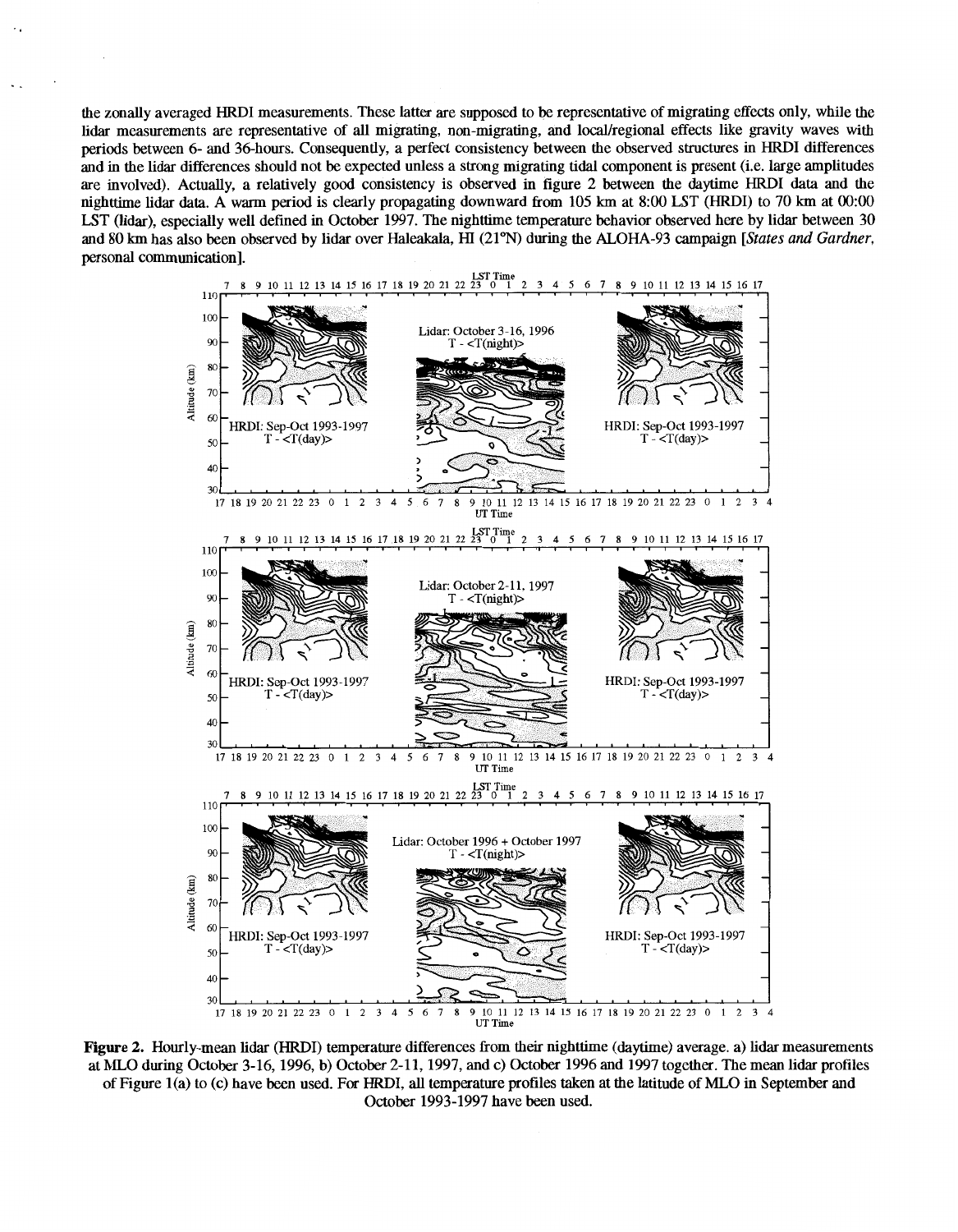the zonally averaged HRDI measurements. These latter are supposed to be representative of migrating effects only, while the lidar measurements are representative of all migrating, non-migrating, and local/regional effects like gravity waves with periods between 6- and 36-hours. Consequently, a perfect consistency between the observed structures in HRDI differences and in the lidar differences should not be expected unless a strong migrating tidal component is present (i.e. large amplitudes are involved). Actually, a relatively good consistency is observed in figure 2 between the daytime HRDI data and the nighttime lidar data. A warm period is clearly propagating downward from 105 km at 8:00 LST (HRDI) to 70 km at 00:00 LST (lidar), especially well defined in October 1997. The nighttime temperature behavior observed here by lidar between 30 and 80 km has also been observed by lidar over Haleakala, HI (21°N) during the ALOHA-93 campaign [*States and Gardner*, personal communication].

**Figure 2.** Hourly-mean lidar (HRDI) temperature differences from their nighttime (daytime) average. a) lidar measurements at MLO during October 3-16, 1996, b) October 2-11, 1997, and c) October 1996 and 1997 together. The mean lidar profiles of Figure 1(a) to (c) have been used. For HRDI, all temperature profiles taken at the latitude of MLO in September and October 1993-1997 have been used.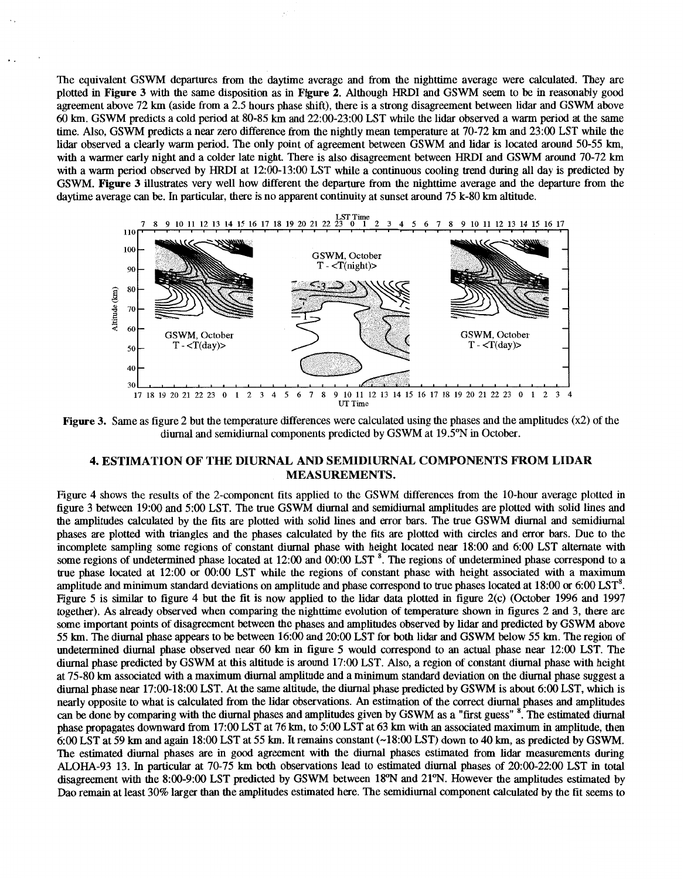The equivalent GSWM departures from the daytime average and from the nighttime average were calculated. They are plotted in **Figure 3** with the same disposition as in **Figure 2**. Although HRDI and GSWM seem to be in reasonably good agreement above 72 km (aside from a 2.5 hours phase shift), there is a strong disagreement between lidar and GSWM above 60 km. GSWM predicts a cold period at 80-85 km and 22:00-23:00 LST while the lidar observed a warm period at the same time. Also, GSWM predicts a near zero difference from the nightly mean temperature at 70-72 km and 23:00 LST while the lidar observed a clearly warm period. The only point of agreement between GSWM and lidar is located around 50-55 km, with a warmer early night and a colder late night. There is also disagreement between HRDI and GSWM around 70-72 km with a warm period observed by HRDI at 12:00-13:00 LST while a continuous cooling trend during all day is predicted by GSWM. **Figure 3** illustrates very well how different the departure from the nighttime average and the departure from the daytime average can be. In particular, there is no apparent continuity at sunset around 75 k-80 km altitude.

**Figure 3.** Same as figure 2 but the temperature differences were calculated using the phases and the amplitudes (x2) of the diurnal and semidiurnal components predicted by GSWM at 19.5°N in October.

## 4. ESTIMATION OF THE DIURNAL AND SEMIDIURNAL COMPONENTS FROM LIDAR MEASUREMENTS.

Figure 4 shows the results of the 2-component fits applied to the GSWM differences from the 10-hour average plotted in figure 3 between 19:00 and 5:00 LST. The true GSWM diurnal and semidiurnal amplitudes are plotted with solid lines and the amplitudes calculated by the fits are plotted with solid lines and error bars. The true GSWM diurnal and semidiurnal phases are plotted with triangles and the phases calculated by the fits are plotted with circles and error bars. Due to the incomplete sampling some regions of constant diurnal phase with height located near 18:00 and 6:00 LST alternate with some regions of undetermined phase located at 12:00 and 00:00 LST [8]. The regions of undetermined phase correspond to a true phase located at 12:00 or 00:00 LST while the regions of constant phase with height associated with a maximum amplitude and minimum standard deviations on amplitude and phase correspond to true phases located at 18:00 or 6:00 LST[8]. Figure 5 is similar to figure 4 but the fit is now applied to the lidar data plotted in figure 2(c) (October 1996 and 1997 together). As already observed when comparing the nighttime evolution of temperature shown in figures 2 and 3, there are some important points of disagreement between the phases and amplitudes observed by lidar and predicted by GSWM above 55 km. The diurnal phase appears to be between 16:00 and 20:00 LST for both lidar and GSWM below 55 km. The region of undetermined diurnal phase observed near 60 km in figure 5 would correspond to an actual phase near 12:00 LST. The diurnal phase predicted by GSWM at this altitude is around 17:00 LST. Also, a region of constant diurnal phase with height at 75-80 km associated with a maximum diurnal amplitude and a minimum standard deviation on the diurnal phase suggest a diurnal phase near 17:00-18:00 LST. At the same altitude, the diurnal phase predicted by GSWM is about 6:00 LST, which is nearly opposite to what is calculated from the lidar observations. An estimation of the correct diurnal phases and amplitudes can be done by comparing with the diurnal phases and amplitudes given by GSWM as a "first guess" [8]. The estimated diurnal phase propagates downward from 17:00 LST at 76 km, to 5:00 LST at 63 km with an associated maximum in amplitude, then 6:00 LST at 59 km and again 18:00 LST at 55 km. It remains constant (~18:00 LST) down to 40 km, as predicted by GSWM. The estimated diurnal phases are in good agreement with the diurnal phases estimated from lidar measurements during ALOHA-93 13. In particular at 70-75 km both observations lead to estimated diurnal phases of 20:00-22:00 LST in total disagreement with the 8:00-9:00 LST predicted by GSWM between 18°N and 21°N. However the amplitudes estimated by Dao remain at least 30% larger than the amplitudes estimated here. The semidiurnal component calculated by the fit seems to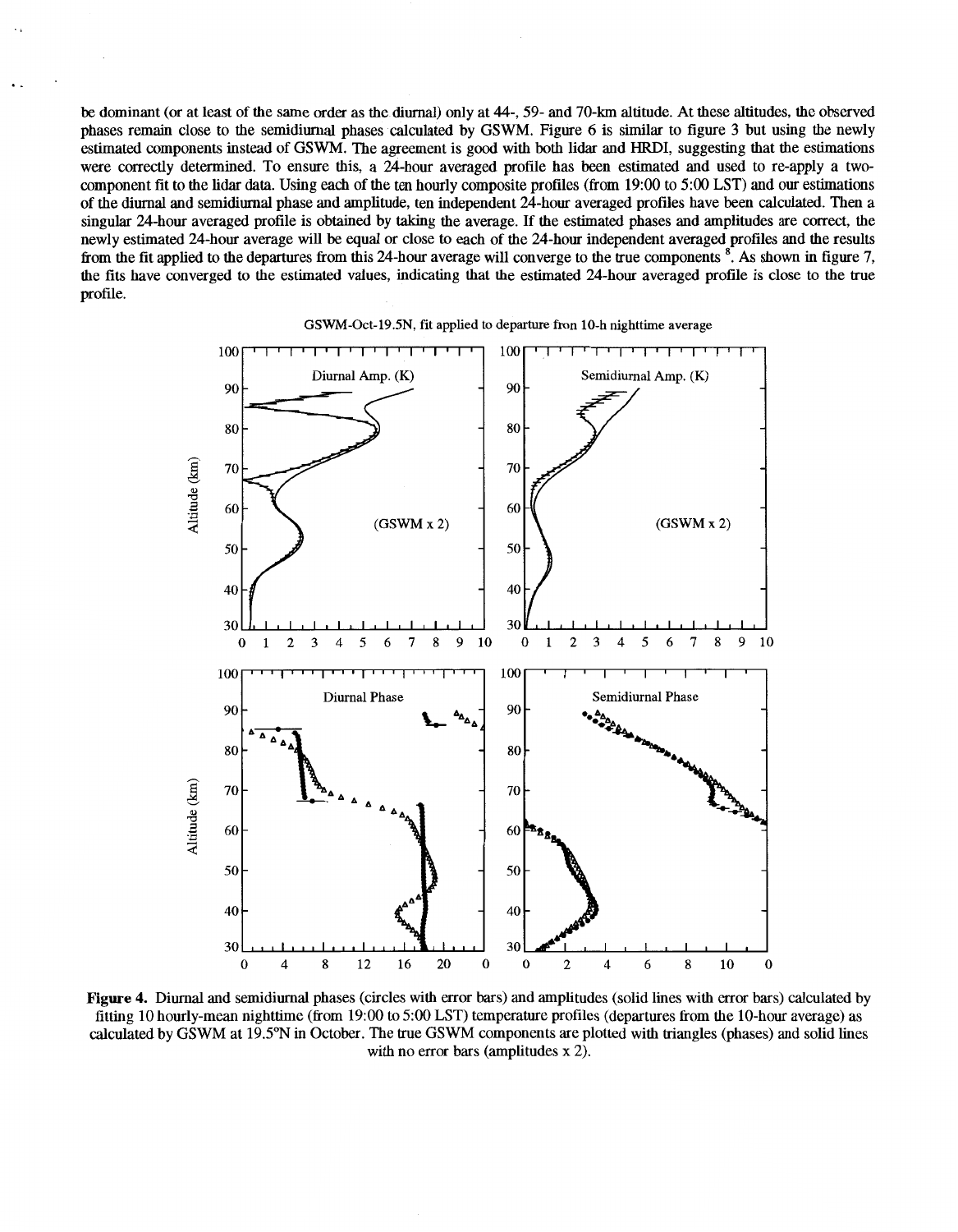be dominant (or at least of the same order as the diurnal) only at 44-, 59- and 70-km altitude. At these altitudes, the observed phases remain close to the semidiurnal phases calculated by GSWM. Figure 6 is similar to figure 3 but using the newly estimated components instead of GSWM. The agreement is good with both lidar and HRDI, suggesting that the estimations were correctly determined. To ensure this, a 24-hour averaged profile has been estimated and used to re-apply a two-component fit to the lidar data. Using each of the ten hourly composite profiles (from 19:00 to 5:00 LST) and our estimations of the diurnal and semidiurnal phase and amplitude, ten independent 24-hour averaged profiles have been calculated. Then a singular 24-hour averaged profile is obtained by taking the average. If the estimated phases and amplitudes are correct, the newly estimated 24-hour average will be equal or close to each of the 24-hour independent averaged profiles and the results from the fit applied to the departures from this 24-hour average will converge to the true components [8]. As shown in figure 7, the fits have converged to the estimated values, indicating that the estimated 24-hour averaged profile is close to the true profile.

**Figure 4.** Diurnal and semidiurnal phases (circles with error bars) and amplitudes (solid lines with error bars) calculated by fitting 10 hourly-mean nighttime (from 19:00 to 5:00 LST) temperature profiles (departures from the 10-hour average) as calculated by GSWM at 19.5°N in October. The true GSWM components are plotted with triangles (phases) and solid lines with no error bars (amplitudes x 2).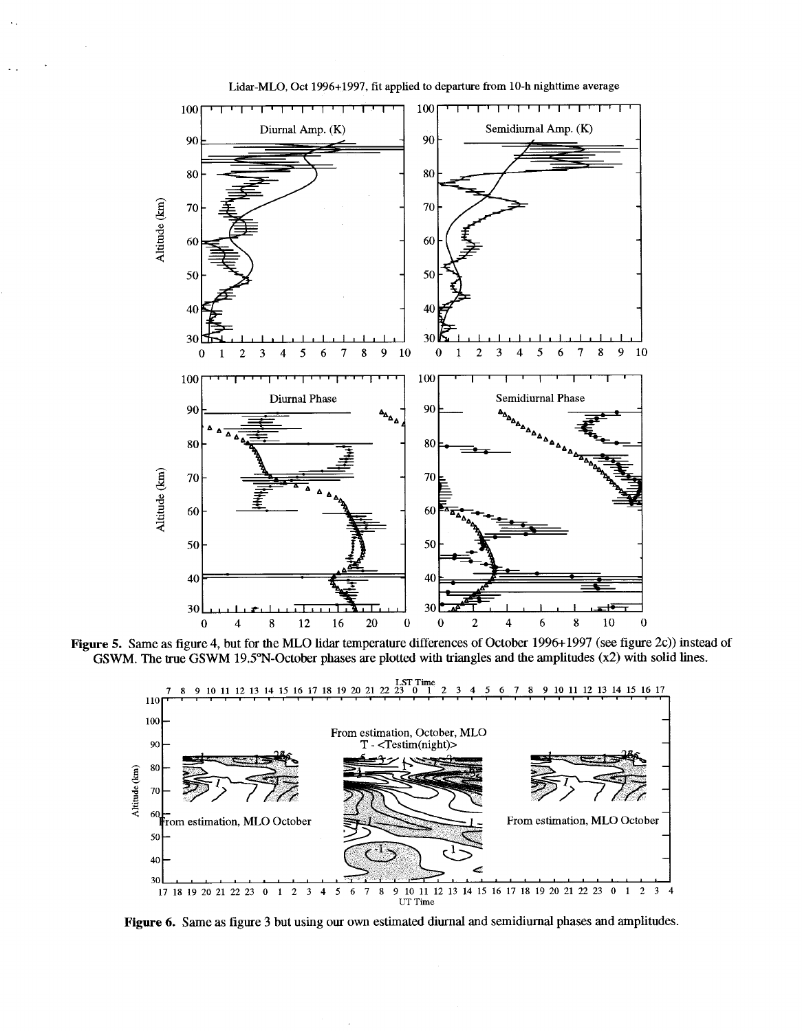**Figure 5.** Same as figure 4, but for the MLO lidar temperature differences of October 1996+1997 (see figure 2c)) instead of GSWM. The true GSWM 19.5°N-October phases are plotted with triangles and the amplitudes (x2) with solid lines.

**Figure 6.** Same as figure 3 but using our own estimated diurnal and semidiurnal phases and amplitudes.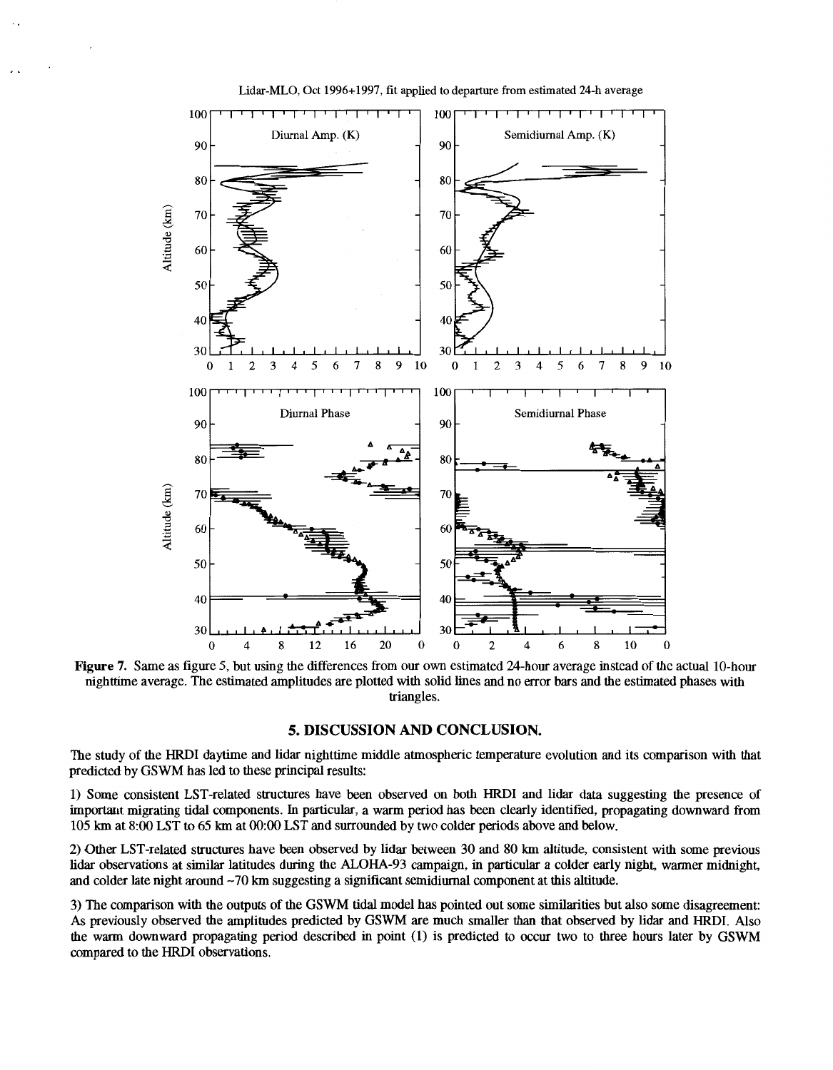**Figure 7.** Same as figure 5, but using the differences from our own estimated 24-hour average instead of the actual 10-hour nighttime average. The estimated amplitudes are plotted with solid lines and no error bars and the estimated phases with triangles.

## 5. DISCUSSION AND CONCLUSION.

The study of the HRDI daytime and lidar nighttime middle atmospheric temperature evolution and its comparison with that predicted by GSWM has led to these principal results:

1) Some consistent LST-related structures have been observed on both HRDI and lidar data suggesting the presence of important migrating tidal components. In particular, a warm period has been clearly identified, propagating downward from 105 km at 8:00 LST to 65 km at 00:00 LST and surrounded by two colder periods above and below.

2) Other LST-related structures have been observed by lidar between 30 and 80 km altitude, consistent with some previous lidar observations at similar latitudes during the ALOHA-93 campaign, in particular a colder early night, warmer midnight, and colder late night around ~70 km suggesting a significant semidiurnal component at this altitude.

3) The comparison with the outputs of the GSWM tidal model has pointed out some similarities but also some disagreement: As previously observed the amplitudes predicted by GSWM are much smaller than that observed by lidar and HRDI. Also the warm downward propagating period described in point (1) is predicted to occur two to three hours later by GSWM compared to the HRDI observations.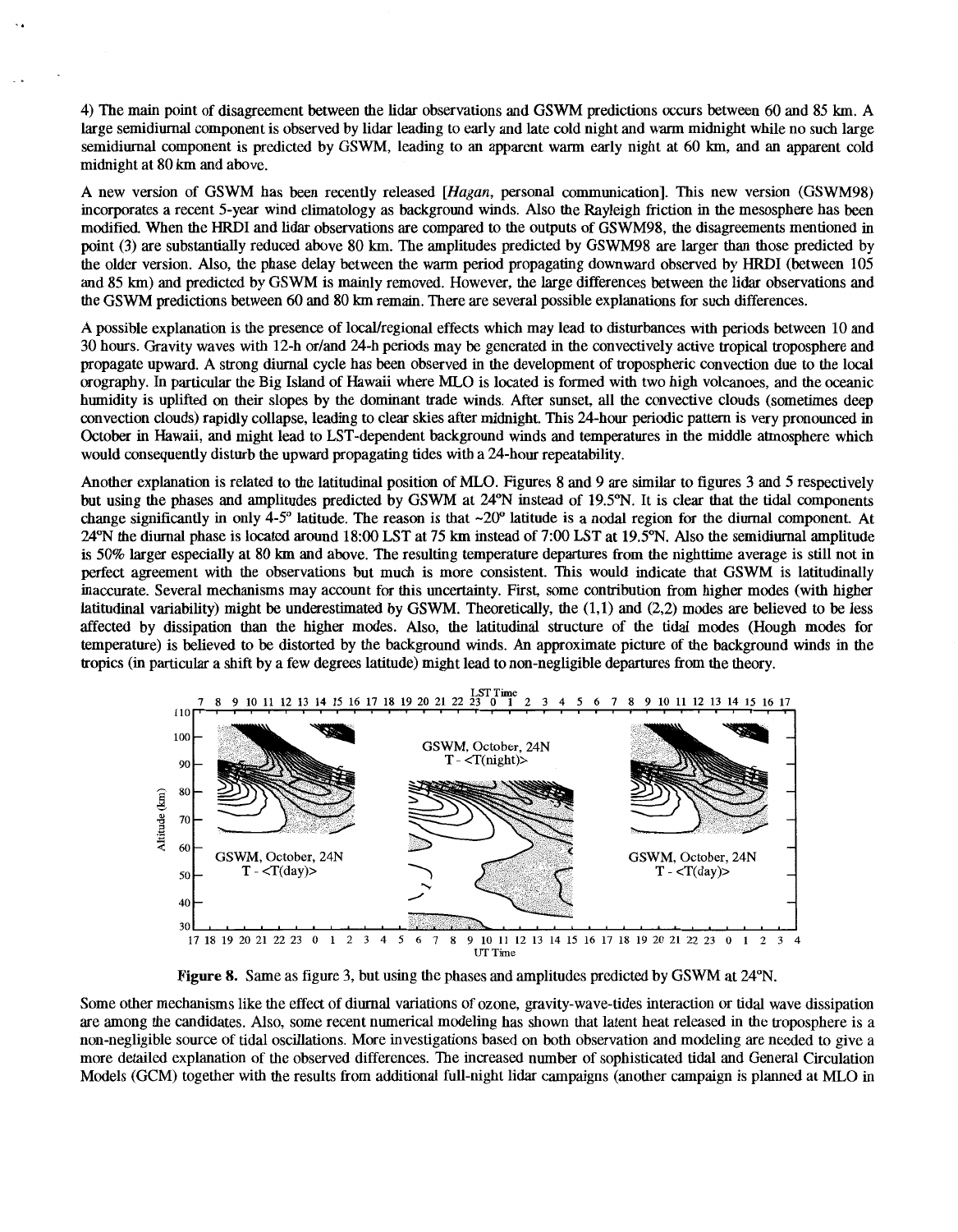4) The main point of disagreement between the lidar observations and GSWM predictions occurs between 60 and 85 km. A large semidiurnal component is observed by lidar leading to early and late cold night and warm midnight while no such large semidiurnal component is predicted by GSWM, leading to an apparent warm early night at 60 km, and an apparent cold midnight at 80 km and above.

A new version of GSWM has been recently released [*Hagan*, personal communication]. This new version (GSWM98) incorporates a recent 5-year wind climatology as background winds. Also the Rayleigh friction in the mesosphere has been modified. When the HRDI and lidar observations are compared to the outputs of GSWM98, the disagreements mentioned in point (3) are substantially reduced above 80 km. The amplitudes predicted by GSWM98 are larger than those predicted by the older version. Also, the phase delay between the warm period propagating downward observed by HRDI (between 105 and 85 km) and predicted by GSWM is mainly removed. However, the large differences between the lidar observations and the GSWM predictions between 60 and 80 km remain. There are several possible explanations for such differences.

A possible explanation is the presence of local/regional effects which may lead to disturbances with periods between 10 and 30 hours. Gravity waves with 12-h or/and 24-h periods may be generated in the convectively active tropical troposphere and propagate upward. A strong diurnal cycle has been observed in the development of tropospheric convection due to the local orography. In particular the Big Island of Hawaii where MLO is located is formed with two high volcanoes, and the oceanic humidity is uplifted on their slopes by the dominant trade winds. After sunset, all the convective clouds (sometimes deep convection clouds) rapidly collapse, leading to clear skies after midnight. This 24-hour periodic pattern is very pronounced in October in Hawaii, and might lead to LST-dependent background winds and temperatures in the middle atmosphere which would consequently disturb the upward propagating tides with a 24-hour repeatability.

Another explanation is related to the latitudinal position of MLO. Figures 8 and 9 are similar to figures 3 and 5 respectively but using the phases and amplitudes predicted by GSWM at 24°N instead of 19.5°N. It is clear that the tidal components change significantly in only 4-5° latitude. The reason is that ~20° latitude is a nodal region for the diurnal component. At 24°N the diurnal phase is located around 18:00 LST at 75 km instead of 7:00 LST at 19.5°N. Also the semidiurnal amplitude is 50% larger especially at 80 km and above. The resulting temperature departures from the nighttime average is still not in perfect agreement with the observations but much is more consistent. This would indicate that GSWM is latitudinally inaccurate. Several mechanisms may account for this uncertainty. First, some contribution from higher modes (with higher latitudinal variability) might be underestimated by GSWM. Theoretically, the (1,1) and (2,2) modes are believed to be less affected by dissipation than the higher modes. Also, the latitudinal structure of the tidal modes (Hough modes for temperature) is believed to be distorted by the background winds. An approximate picture of the background winds in the tropics (in particular a shift by a few degrees latitude) might lead to non-negligible departures from the theory.

**Figure 8.** Same as figure 3, but using the phases and amplitudes predicted by GSWM at 24°N.

Some other mechanisms like the effect of diurnal variations of ozone, gravity-wave-tides interaction or tidal wave dissipation are among the candidates. Also, some recent numerical modeling has shown that latent heat released in the troposphere is a non-negligible source of tidal oscillations. More investigations based on both observation and modeling are needed to give a more detailed explanation of the observed differences. The increased number of sophisticated tidal and General Circulation Models (GCM) together with the results from additional full-night lidar campaigns (another campaign is planned at MLO in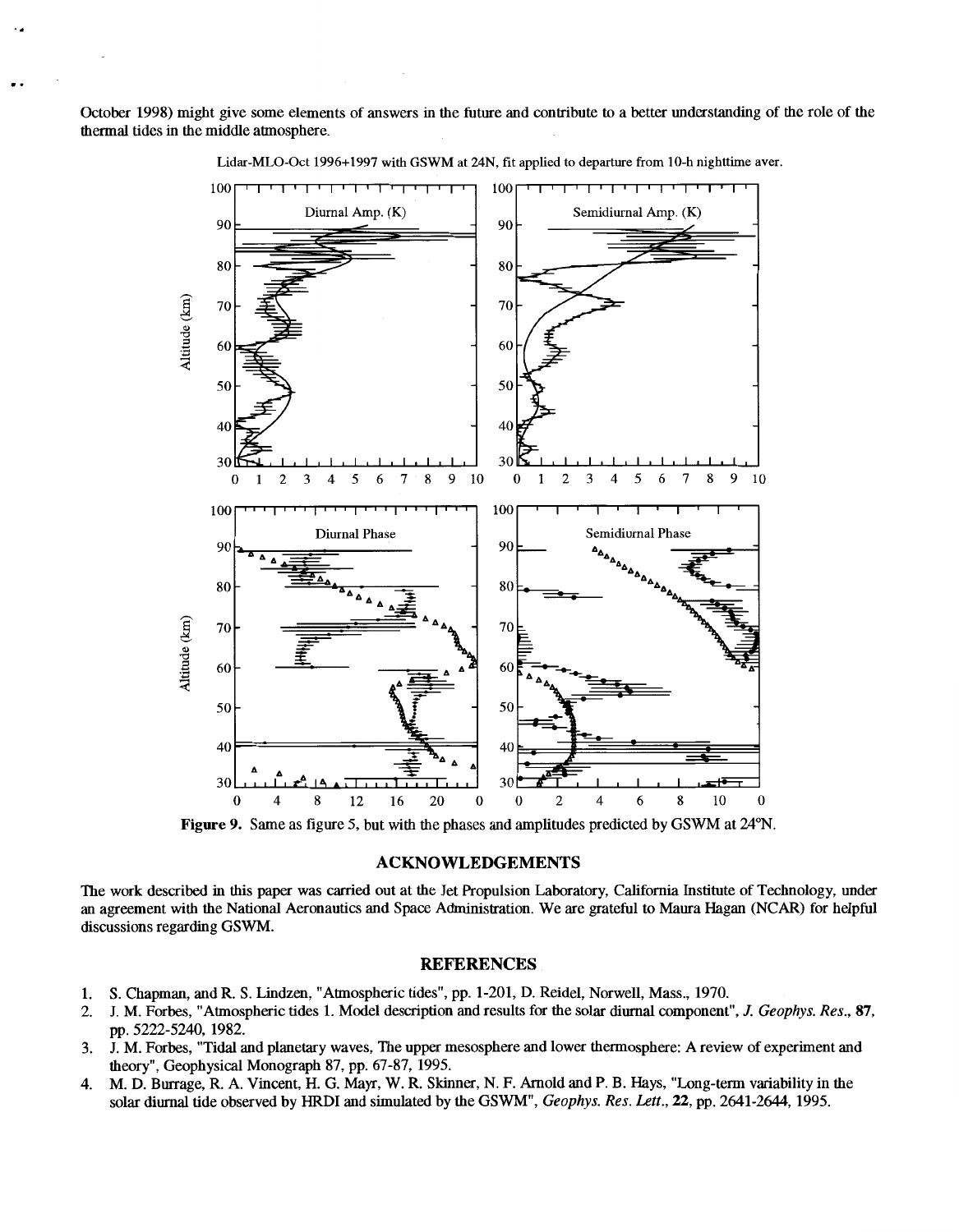October 1998) might give some elements of answers in the future and contribute to a better understanding of the role of the thermal tides in the middle atmosphere.

Figure 9. Same as figure 5, but with the phases and amplitudes predicted by GSWM at 24°N.

## ACKNOWLEDGEMENTS

The work described in this paper was carried out at the Jet Propulsion Laboratory, California Institute of Technology, under an agreement with the National Aeronautics and Space Administration. We are grateful to Maura Hagan (NCAR) for helpful discussions regarding GSWM.

## REFERENCES

1. S. Chapman, and R. S. Lindzen, "Atmospheric tides", pp. 1-201, D. Reidel, Norwell, Mass., 1970.
2. J. M. Forbes, "Atmospheric tides 1. Model description and results for the solar diurnal component", *J. Geophys. Res.*, **87**, pp. 5222-5240, 1982.
3. J. M. Forbes, "Tidal and planetary waves, The upper mesosphere and lower thermosphere: A review of experiment and theory", Geophysical Monograph 87, pp. 67-87, 1995.
4. M. D. Burrage, R. A. Vincent, H. G. Mayr, W. R. Skinner, N. F. Arnold and P. B. Hays, "Long-term variability in the solar diurnal tide observed by HRDI and simulated by the GSWM", *Geophys. Res. Lett.*, **22**, pp. 2641-2644, 1995.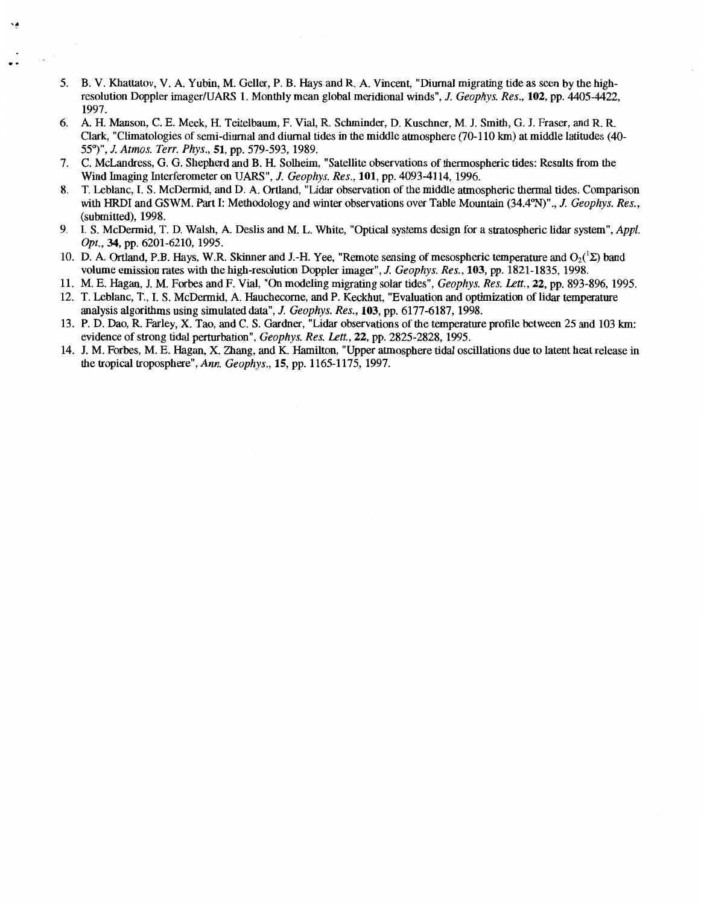5. B. V. Khattatov, V. A. Yubin, M. Geller, P. B. Hays and R. A. Vincent, "Diurnal migrating tide as seen by the high-resolution Doppler imager/UARS 1. Monthly mean global meridional winds", *J. Geophys. Res.*, **102**, pp. 4405-4422, 1997.
6. A. H. Manson, C. E. Meek, H. Teitelbaum, F. Vial, R. Schminder, D. Kuschner, M. J. Smith, G. J. Fraser, and R. R. Clark, "Climatologies of semi-diurnal and diurnal tides in the middle atmosphere (70-110 km) at middle latitudes (40-55°)", *J. Atmos. Terr. Phys.*, **51**, pp. 579-593, 1989.
7. C. McLandress, G. G. Shepherd and B. H. Solheim, "Satellite observations of thermospheric tides: Results from the Wind Imaging Interferometer on UARS", *J. Geophys. Res.*, **101**, pp. 4093-4114, 1996.
8. T. Leblanc, I. S. McDermid, and D. A. Ortland, "Lidar observation of the middle atmospheric thermal tides. Comparison with HRDI and GSWM. Part I: Methodology and winter observations over Table Mountain (34.4°N)"., *J. Geophys. Res.*, (submitted), 1998.
9. I. S. McDermid, T. D. Walsh, A. Deslis and M. L. White, "Optical systems design for a stratospheric lidar system", *Appl. Opt.*, **34**, pp. 6201-6210, 1995.
10. D. A. Ortland, P.B. Hays, W.R. Skinner and J.-H. Yee, "Remote sensing of mesospheric temperature and $O_2(^1\Sigma)$ band volume emission rates with the high-resolution Doppler imager", *J. Geophys. Res.*, **103**, pp. 1821-1835, 1998.
11. M. E. Hagan, J. M. Forbes and F. Vial, "On modeling migrating solar tides", *Geophys. Res. Lett.*, **22**, pp. 893-896, 1995.
12. T. Leblanc, T., I. S. McDermid, A. Hauchecorne, and P. Keckhut, "Evaluation and optimization of lidar temperature analysis algorithms using simulated data", *J. Geophys. Res.*, **103**, pp. 6177-6187, 1998.
13. P. D. Dao, R. Farley, X. Tao, and C. S. Gardner, "Lidar observations of the temperature profile between 25 and 103 km: evidence of strong tidal perturbation", *Geophys. Res. Lett.*, **22**, pp. 2825-2828, 1995.
14. J. M. Forbes, M. E. Hagan, X. Zhang, and K. Hamilton, "Upper atmosphere tidal oscillations due to latent heat release in the tropical troposphere", *Ann. Geophys.*, **15**, pp. 1165-1175, 1997.